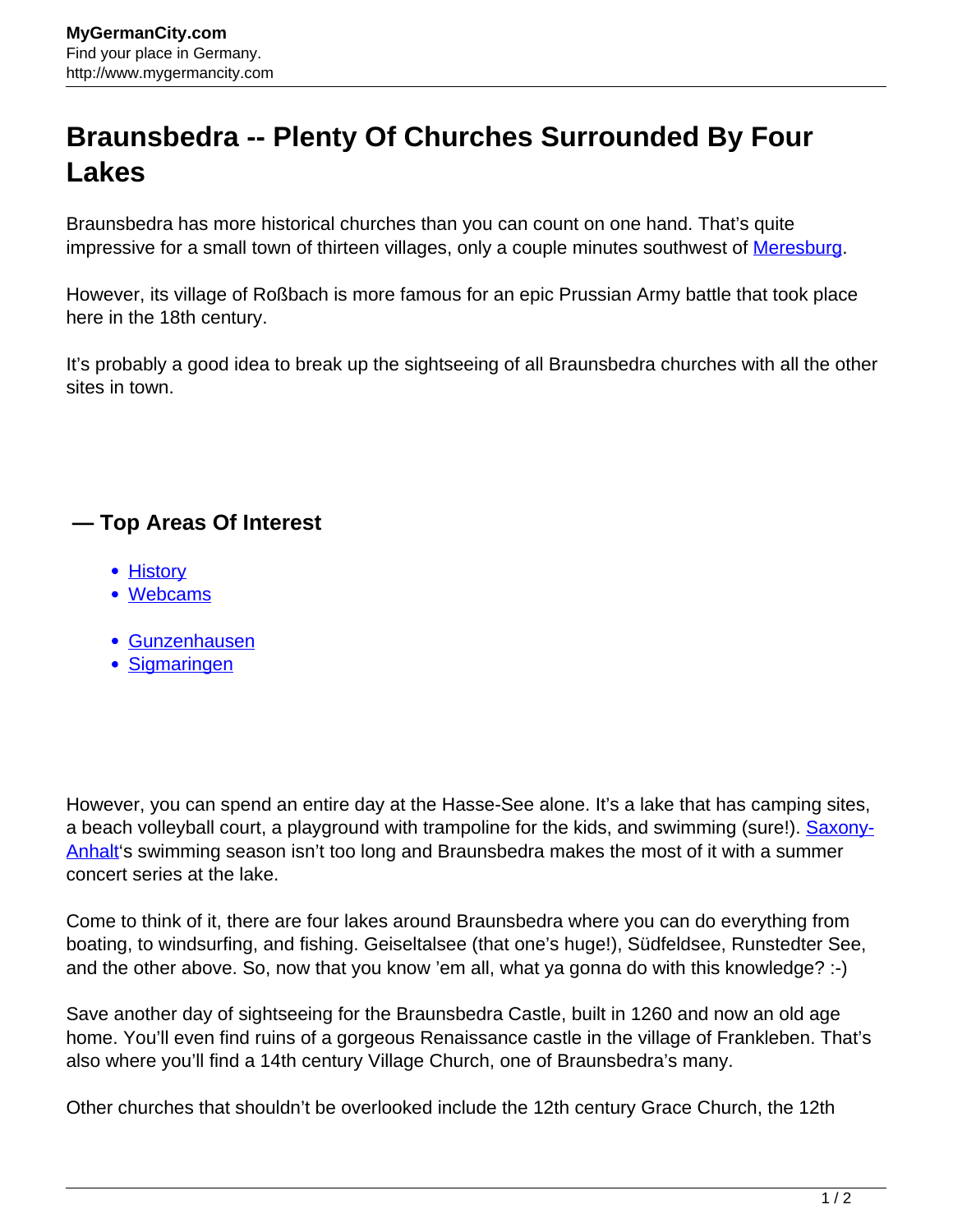# Braunsbedra -- Plenty Of Churches Surrounded By Four Lakes

Braunsbedra has more historical churches than you can count on one hand. That's quite impressive for a small town of thirteen villages, only a couple minutes southwest of Meresburg.

However, its village of Roßbach is more famous for an epic Prussian Army battle that took place here in the 18th century.

It's probably a good idea to break up the sightseeing of all Braunsbedra churches with all the other sites in town.

## — Top Areas Of Interest

- History
- Webcams

- Gunzenhausen
- Sigmaringen

However, you can spend an entire day at the Hasse-See alone. It's a lake that has camping sites, a beach volleyball court, a playground with trampoline for the kids, and swimming (sure!). Saxony-Anhalt's swimming season isn't too long and Braunsbedra makes the most of it with a summer concert series at the lake.

Come to think of it, there are four lakes around Braunsbedra where you can do everything from boating, to windsurfing, and fishing. Geiseltalsee (that one's huge!), Südfeldsee, Runstedter See, and the other above. So, now that you know 'em all, what ya gonna do with this knowledge? :-)

Save another day of sightseeing for the Braunsbedra Castle, built in 1260 and now an old age home. You'll even find ruins of a gorgeous Renaissance castle in the village of Frankleben. That's also where you'll find a 14th century Village Church, one of Braunsbedra's many.

Other churches that shouldn't be overlooked include the 12th century Grace Church, the 12th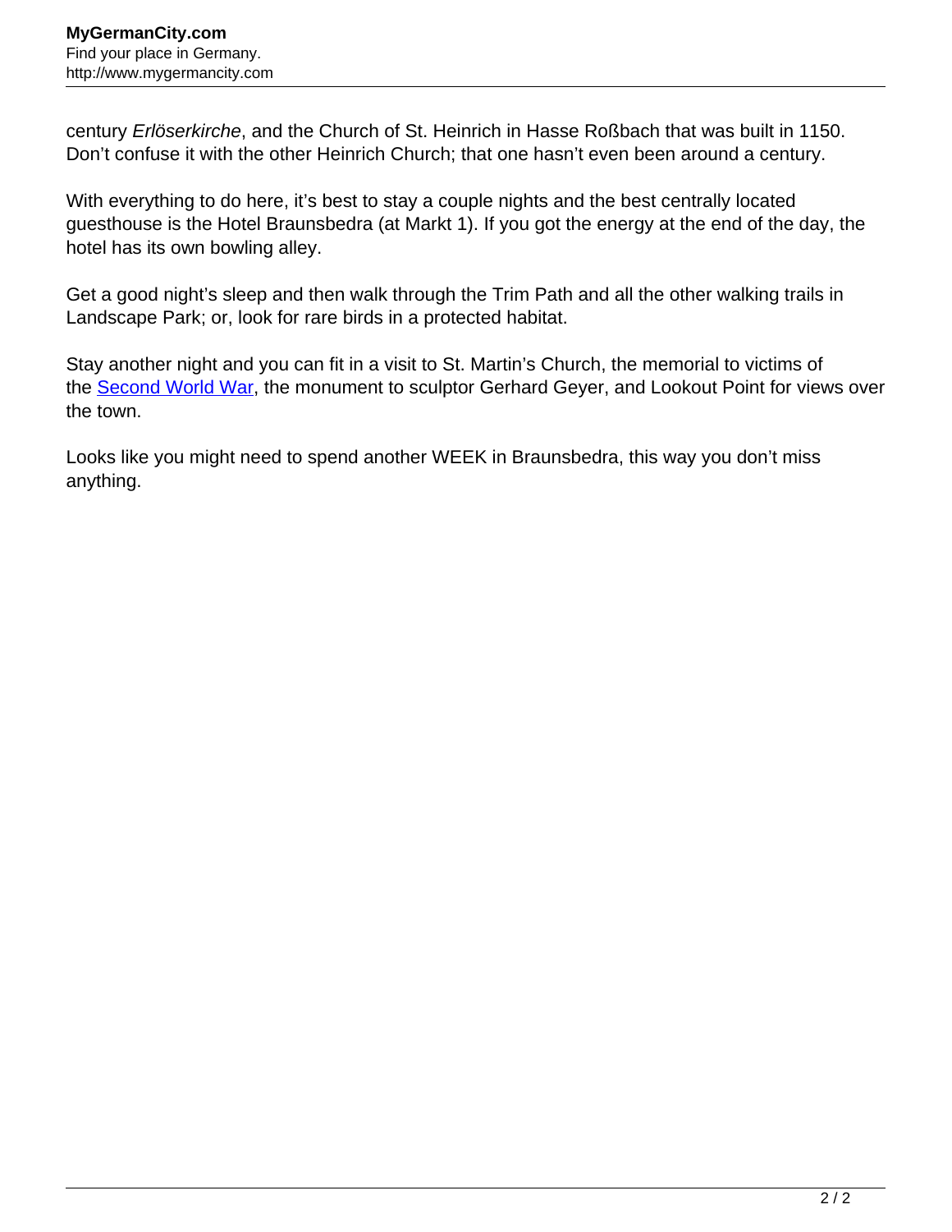century *Erlöserkirche*, and the Church of St. Heinrich in Hasse Roßbach that was built in 1150. Don't confuse it with the other Heinrich Church; that one hasn't even been around a century.

With everything to do here, it's best to stay a couple nights and the best centrally located guesthouse is the Hotel Braunsbedra (at Markt 1). If you got the energy at the end of the day, the hotel has its own bowling alley.

Get a good night's sleep and then walk through the Trim Path and all the other walking trails in Landscape Park; or, look for rare birds in a protected habitat.

Stay another night and you can fit in a visit to St. Martin's Church, the memorial to victims of the Second World War, the monument to sculptor Gerhard Geyer, and Lookout Point for views over the town.

Looks like you might need to spend another WEEK in Braunsbedra, this way you don't miss anything.